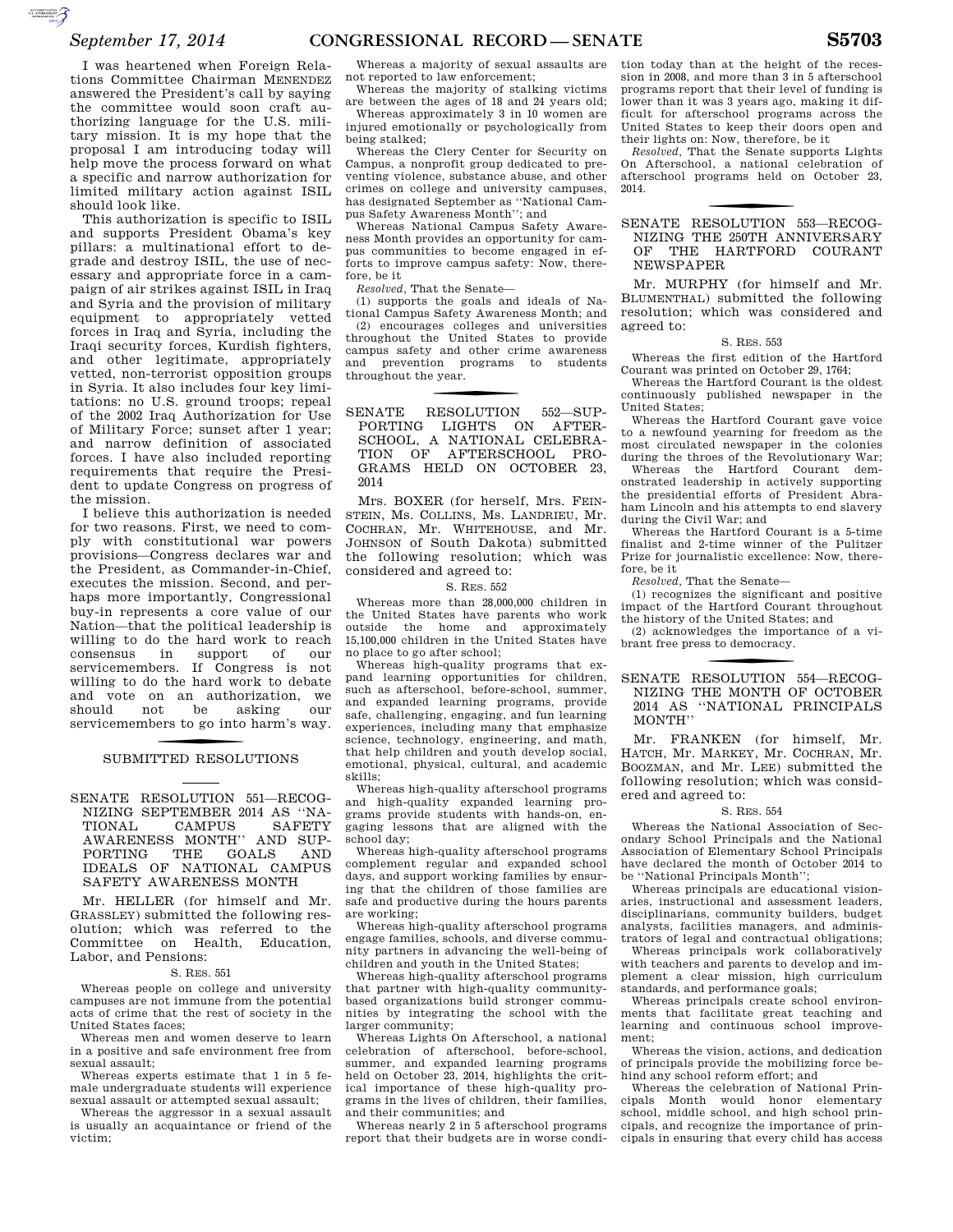I was heartened when Foreign Relations Committee Chairman MENENDEZ answered the President's call by saying the committee would soon craft authorizing language for the U.S. military mission. It is my hope that the proposal I am introducing today will help move the process forward on what a specific and narrow authorization for limited military action against ISIL should look like.

This authorization is specific to ISIL and supports President Obama's key pillars: a multinational effort to degrade and destroy ISIL, the use of necessary and appropriate force in a campaign of air strikes against ISIL in Iraq and Syria and the provision of military equipment to appropriately vetted forces in Iraq and Syria, including the Iraqi security forces, Kurdish fighters, and other legitimate, appropriately vetted, non-terrorist opposition groups in Syria. It also includes four key limitations: no U.S. ground troops; repeal of the 2002 Iraq Authorization for Use of Military Force; sunset after 1 year; and narrow definition of associated forces. I have also included reporting requirements that require the President to update Congress on progress of the mission.

I believe this authorization is needed for two reasons. First, we need to comply with constitutional war powers provisions—Congress declares war and the President, as Commander-in-Chief, executes the mission. Second, and perhaps more importantly, Congressional buy-in represents a core value of our Nation—that the political leadership is willing to do the hard work to reach consensus in support of our servicemembers. If Congress is not willing to do the hard work to debate and vote on an authorization, we should not be asking our servicemembers to go into harm's way.

## SUBMITTED RESOLUTIONS

### SENATE RESOLUTION 551—RECOGNIZING SEPTEMBER 2014 AS "NATIONAL CAMPUS SAFETY AWARENESS MONTH" AND SUPPORTING THE GOALS AND IDEALS OF NATIONAL CAMPUS SAFETY AWARENESS MONTH

Mr. HELLER (for himself and Mr. GRASSLEY) submitted the following resolution; which was referred to the Committee on Health, Education, Labor, and Pensions:

S. RES. 551

Whereas people on college and university campuses are not immune from the potential acts of crime that the rest of society in the United States faces;

Whereas men and women deserve to learn in a positive and safe environment free from sexual assault;

Whereas experts estimate that 1 in 5 female undergraduate students will experience sexual assault or attempted sexual assault;

Whereas the aggressor in a sexual assault is usually an acquaintance or friend of the victim;

Whereas a majority of sexual assaults are not reported to law enforcement;

Whereas the majority of stalking victims are between the ages of 18 and 24 years old;

Whereas approximately 3 in 10 women are injured emotionally or psychologically from being stalked;

Whereas the Clery Center for Security on Campus, a nonprofit group dedicated to preventing violence, substance abuse, and other crimes on college and university campuses, has designated September as "National Campus Safety Awareness Month"; and

Whereas National Campus Safety Awareness Month provides an opportunity for campus communities to become engaged in efforts to improve campus safety: Now, therefore, be it

*Resolved,* That the Senate—

(1) supports the goals and ideals of National Campus Safety Awareness Month; and

(2) encourages colleges and universities throughout the United States to provide campus safety and other crime awareness and prevention programs to students throughout the year.

### SENATE RESOLUTION 552—SUPPORTING LIGHTS ON AFTERSCHOOL, A NATIONAL CELEBRATION OF AFTERSCHOOL PROGRAMS HELD ON OCTOBER 23, 2014

Mrs. BOXER (for herself, Mrs. FEINSTEIN, Ms. COLLINS, Ms. LANDRIEU, Mr. COCHRAN, Mr. WHITEHOUSE, and Mr. JOHNSON of South Dakota) submitted the following resolution; which was considered and agreed to:

S. RES. 552

Whereas more than 28,000,000 children in the United States have parents who work outside the home and approximately 15,100,000 children in the United States have no place to go after school;

Whereas high-quality programs that expand learning opportunities for children, such as afterschool, before-school, summer, and expanded learning programs, provide safe, challenging, engaging, and fun learning experiences, including many that emphasize science, technology, engineering, and math, that help children and youth develop social, emotional, physical, cultural, and academic skills;

Whereas high-quality afterschool programs and high-quality expanded learning programs provide students with hands-on, engaging lessons that are aligned with the school day;

Whereas high-quality afterschool programs complement regular and expanded school days, and support working families by ensuring that the children of those families are safe and productive during the hours parents are working;

Whereas high-quality afterschool programs engage families, schools, and diverse community partners in advancing the well-being of children and youth in the United States;

Whereas high-quality afterschool programs that partner with high-quality community-based organizations build stronger communities by integrating the school with the larger community;

Whereas Lights On Afterschool, a national celebration of afterschool, before-school, summer, and expanded learning programs held on October 23, 2014, highlights the critical importance of these high-quality programs in the lives of children, their families, and their communities; and

Whereas nearly 2 in 5 afterschool programs report that their budgets are in worse condition today than at the height of the recession in 2008, and more than 3 in 5 afterschool programs report that their level of funding is lower than it was 3 years ago, making it difficult for afterschool programs across the United States to keep their doors open and their lights on: Now, therefore, be it

*Resolved,* That the Senate supports Lights On Afterschool, a national celebration of afterschool programs held on October 23, 2014.

### SENATE RESOLUTION 553—RECOGNIZING THE 250TH ANNIVERSARY OF THE HARTFORD COURANT NEWSPAPER

Mr. MURPHY (for himself and Mr. BLUMENTHAL) submitted the following resolution; which was considered and agreed to:

S. RES. 553

Whereas the first edition of the Hartford Courant was printed on October 29, 1764;

Whereas the Hartford Courant is the oldest continuously published newspaper in the United States;

Whereas the Hartford Courant gave voice to a newfound yearning for freedom as the most circulated newspaper in the colonies during the throes of the Revolutionary War;

Whereas the Hartford Courant demonstrated leadership in actively supporting the presidential efforts of President Abraham Lincoln and his attempts to end slavery during the Civil War; and

Whereas the Hartford Courant is a 5-time finalist and 2-time winner of the Pulitzer Prize for journalistic excellence: Now, therefore, be it

*Resolved,* That the Senate—

(1) recognizes the significant and positive impact of the Hartford Courant throughout the history of the United States; and

(2) acknowledges the importance of a vibrant free press to democracy.

### SENATE RESOLUTION 554—RECOGNIZING THE MONTH OF OCTOBER 2014 AS "NATIONAL PRINCIPALS MONTH"

Mr. FRANKEN (for himself, Mr. HATCH, Mr. MARKEY, Mr. COCHRAN, Mr. BOOZMAN, and Mr. LEE) submitted the following resolution; which was considered and agreed to:

S. RES. 554

Whereas the National Association of Secondary School Principals and the National Association of Elementary School Principals have declared the month of October 2014 to be "National Principals Month";

Whereas principals are educational visionaries, instructional and assessment leaders, disciplinarians, community builders, budget analysts, facilities managers, and administrators of legal and contractual obligations;

Whereas principals work collaboratively with teachers and parents to develop and implement a clear mission, high curriculum standards, and performance goals;

Whereas principals create school environments that facilitate great teaching and learning and continuous school improvement;

Whereas the vision, actions, and dedication of principals provide the mobilizing force behind any school reform effort; and

Whereas the celebration of National Principals Month would honor elementary school, middle school, and high school principals, and recognize the importance of principals in ensuring that every child has access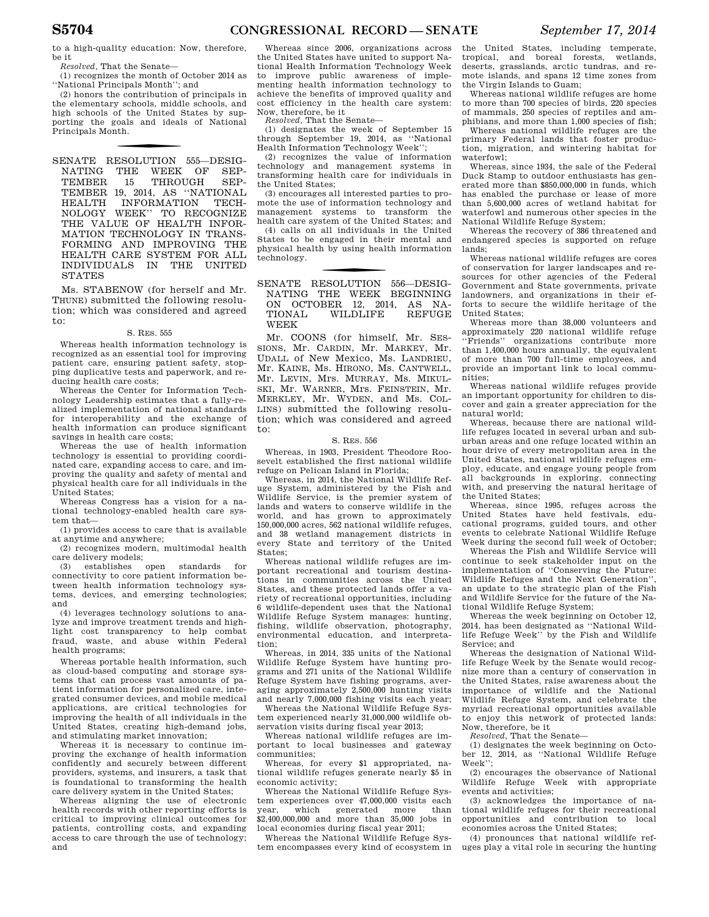to a high-quality education: Now, therefore, be it

*Resolved*, That the Senate—

(1) recognizes the month of October 2014 as ''National Principals Month''; and

(2) honors the contribution of principals in the elementary schools, middle schools, and high schools of the United States by supporting the goals and ideals of National Principals Month.

## SENATE RESOLUTION 555—DESIGNATING THE WEEK OF SEPTEMBER 15 THROUGH SEPTEMBER 19, 2014, AS ''NATIONAL HEALTH INFORMATION TECHNOLOGY WEEK'' TO RECOGNIZE THE VALUE OF HEALTH INFORMATION TECHNOLOGY IN TRANSFORMING AND IMPROVING THE HEALTH CARE SYSTEM FOR ALL INDIVIDUALS IN THE UNITED STATES

Ms. STABENOW (for herself and Mr. THUNE) submitted the following resolution; which was considered and agreed to:

S. RES. 555

Whereas health information technology is recognized as an essential tool for improving patient care, ensuring patient safety, stopping duplicative tests and paperwork, and reducing health care costs;

Whereas the Center for Information Technology Leadership estimates that a fully-realized implementation of national standards for interoperability and the exchange of health information can produce significant savings in health care costs;

Whereas the use of health information technology is essential to providing coordinated care, expanding access to care, and improving the quality and safety of mental and physical health care for all individuals in the United States;

Whereas Congress has a vision for a national technology-enabled health care system that—

(1) provides access to care that is available at anytime and anywhere;

(2) recognizes modern, multimodal health care delivery models;

(3) establishes open standards for connectivity to core patient information between health information technology systems, devices, and emerging technologies; and

(4) leverages technology solutions to analyze and improve treatment trends and highlight cost transparency to help combat fraud, waste, and abuse within Federal health programs;

Whereas portable health information, such as cloud-based computing and storage systems that can process vast amounts of patient information for personalized care, integrated consumer devices, and mobile medical applications, are critical technologies for improving the health of all individuals in the United States, creating high-demand jobs, and stimulating market innovation;

Whereas it is necessary to continue improving the exchange of health information confidently and securely between different providers, systems, and insurers, a task that is foundational to transforming the health care delivery system in the United States;

Whereas aligning the use of electronic health records with other reporting efforts is critical to improving clinical outcomes for patients, controlling costs, and expanding access to care through the use of technology; and

Whereas since 2006, organizations across the United States have united to support National Health Information Technology Week to improve public awareness of implementing health information technology to achieve the benefits of improved quality and cost efficiency in the health care system: Now, therefore, be it

*Resolved*, That the Senate—

(1) designates the week of September 15 through September 19, 2014, as ''National Health Information Technology Week'';

(2) recognizes the value of information technology and management systems in transforming health care for individuals in the United States;

(3) encourages all interested parties to promote the use of information technology and management systems to transform the health care system of the United States; and

(4) calls on all individuals in the United States to be engaged in their mental and physical health by using health information technology.

## SENATE RESOLUTION 556—DESIGNATING THE WEEK BEGINNING ON OCTOBER 12, 2014, AS NATIONAL WILDLIFE REFUGE WEEK

Mr. COONS (for himself, Mr. SESSIONS, Mr. CARDIN, Mr. MARKEY, Mr. UDALL of New Mexico, Ms. LANDRIEU, Mr. KAINE, Ms. HIRONO, Ms. CANTWELL, Mr. LEVIN, Mrs. MURRAY, Ms. MIKULSKI, Mr. WARNER, Mrs. FEINSTEIN, Mr. MERKLEY, Mr. WYDEN, and Ms. COLLINS) submitted the following resolution; which was considered and agreed to:

S. RES. 556

Whereas, in 1903, President Theodore Roosevelt established the first national wildlife refuge on Pelican Island in Florida;

Whereas, in 2014, the National Wildlife Refuge System, administered by the Fish and Wildlife Service, is the premier system of lands and waters to conserve wildlife in the world, and has grown to approximately 150,000,000 acres, 562 national wildlife refuges, and 38 wetland management districts in every State and territory of the United States;

Whereas national wildlife refuges are important recreational and tourism destinations in communities across the United States, and these protected lands offer a variety of recreational opportunities, including 6 wildlife-dependent uses that the National Wildlife Refuge System manages: hunting, fishing, wildlife observation, photography, environmental education, and interpretation;

Whereas, in 2014, 335 units of the National Wildlife Refuge System have hunting programs and 271 units of the National Wildlife Refuge System have fishing programs, averaging approximately 2,500,000 hunting visits and nearly 7,000,000 fishing visits each year;

Whereas the National Wildlife Refuge System experienced nearly 31,000,000 wildlife observation visits during fiscal year 2013;

Whereas national wildlife refuges are important to local businesses and gateway communities;

Whereas, for every $1 appropriated, national wildlife refuges generate nearly $5 in economic activity;

Whereas the National Wildlife Refuge System experiences over 47,000,000 visits each year, which generated more than $2,400,000,000 and more than 35,000 jobs in local economies during fiscal year 2011;

Whereas the National Wildlife Refuge System encompasses every kind of ecosystem in the United States, including temperate, tropical, and boreal forests, wetlands, deserts, grasslands, arctic tundras, and remote islands, and spans 12 time zones from the Virgin Islands to Guam;

Whereas national wildlife refuges are home to more than 700 species of birds, 220 species of mammals, 250 species of reptiles and amphibians, and more than 1,000 species of fish;

Whereas national wildlife refuges are the primary Federal lands that foster production, migration, and wintering habitat for waterfowl;

Whereas, since 1934, the sale of the Federal Duck Stamp to outdoor enthusiasts has generated more than $850,000,000 in funds, which has enabled the purchase or lease of more than 5,600,000 acres of wetland habitat for waterfowl and numerous other species in the National Wildlife Refuge System;

Whereas the recovery of 386 threatened and endangered species is supported on refuge lands;

Whereas national wildlife refuges are cores of conservation for larger landscapes and resources for other agencies of the Federal Government and State governments, private landowners, and organizations in their efforts to secure the wildlife heritage of the United States;

Whereas more than 38,000 volunteers and approximately 220 national wildlife refuge ''Friends'' organizations contribute more than 1,400,000 hours annually, the equivalent of more than 700 full-time employees, and provide an important link to local communities;

Whereas national wildlife refuges provide an important opportunity for children to discover and gain a greater appreciation for the natural world;

Whereas, because there are national wildlife refuges located in several urban and suburban areas and one refuge located within an hour drive of every metropolitan area in the United States, national wildlife refuges employ, educate, and engage young people from all backgrounds in exploring, connecting with, and preserving the natural heritage of the United States;

Whereas, since 1995, refuges across the United States have held festivals, educational programs, guided tours, and other events to celebrate National Wildlife Refuge Week during the second full week of October;

Whereas the Fish and Wildlife Service will continue to seek stakeholder input on the implementation of ''Conserving the Future: Wildlife Refuges and the Next Generation'', an update to the strategic plan of the Fish and Wildlife Service for the future of the National Wildlife Refuge System;

Whereas the week beginning on October 12, 2014, has been designated as ''National Wildlife Refuge Week'' by the Fish and Wildlife Service; and

Whereas the designation of National Wildlife Refuge Week by the Senate would recognize more than a century of conservation in the United States, raise awareness about the importance of wildlife and the National Wildlife Refuge System, and celebrate the myriad recreational opportunities available to enjoy this network of protected lands: Now, therefore, be it

*Resolved*, That the Senate—

(1) designates the week beginning on October 12, 2014, as ''National Wildlife Refuge Week'';

(2) encourages the observance of National Wildlife Refuge Week with appropriate events and activities;

(3) acknowledges the importance of national wildlife refuges for their recreational opportunities and contribution to local economies across the United States;

(4) pronounces that national wildlife refuges play a vital role in securing the hunting